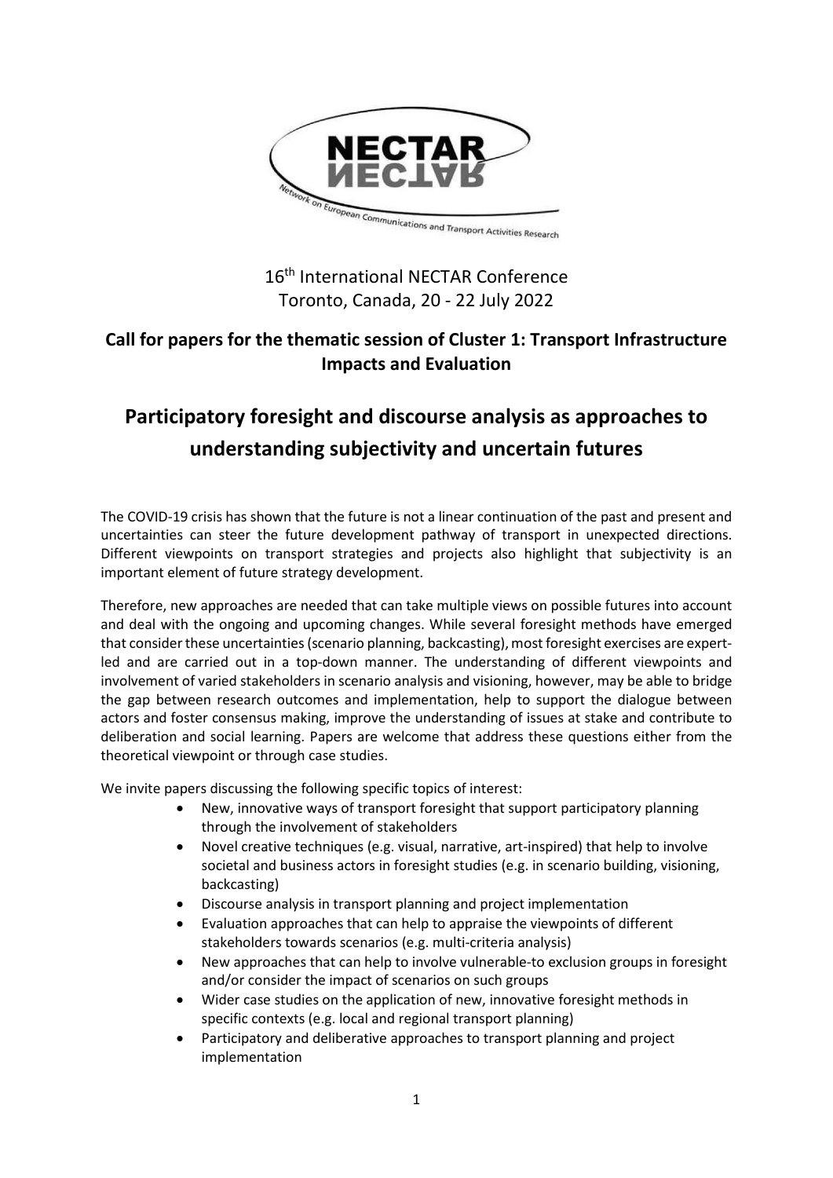16th International NECTAR Conference
Toronto, Canada, 20 - 22 July 2022

**Call for papers for the thematic session of Cluster 1: Transport Infrastructure Impacts and Evaluation**

# Participatory foresight and discourse analysis as approaches to understanding subjectivity and uncertain futures

The COVID-19 crisis has shown that the future is not a linear continuation of the past and present and uncertainties can steer the future development pathway of transport in unexpected directions. Different viewpoints on transport strategies and projects also highlight that subjectivity is an important element of future strategy development.

Therefore, new approaches are needed that can take multiple views on possible futures into account and deal with the ongoing and upcoming changes. While several foresight methods have emerged that consider these uncertainties (scenario planning, backcasting), most foresight exercises are expert-led and are carried out in a top-down manner. The understanding of different viewpoints and involvement of varied stakeholders in scenario analysis and visioning, however, may be able to bridge the gap between research outcomes and implementation, help to support the dialogue between actors and foster consensus making, improve the understanding of issues at stake and contribute to deliberation and social learning. Papers are welcome that address these questions either from the theoretical viewpoint or through case studies.

We invite papers discussing the following specific topics of interest:

- New, innovative ways of transport foresight that support participatory planning through the involvement of stakeholders
- Novel creative techniques (e.g. visual, narrative, art-inspired) that help to involve societal and business actors in foresight studies (e.g. in scenario building, visioning, backcasting)
- Discourse analysis in transport planning and project implementation
- Evaluation approaches that can help to appraise the viewpoints of different stakeholders towards scenarios (e.g. multi-criteria analysis)
- New approaches that can help to involve vulnerable-to exclusion groups in foresight and/or consider the impact of scenarios on such groups
- Wider case studies on the application of new, innovative foresight methods in specific contexts (e.g. local and regional transport planning)
- Participatory and deliberative approaches to transport planning and project implementation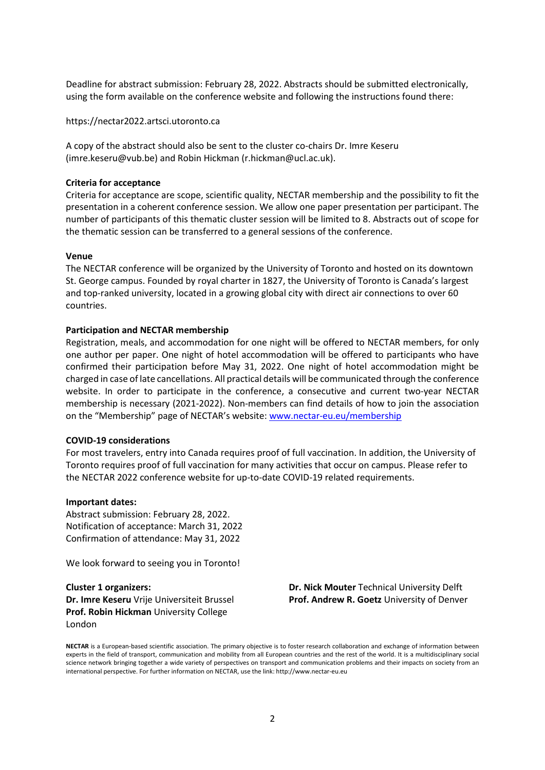Deadline for abstract submission: February 28, 2022. Abstracts should be submitted electronically, using the form available on the conference website and following the instructions found there:

https://nectar2022.artsci.utoronto.ca

A copy of the abstract should also be sent to the cluster co-chairs Dr. Imre Keseru (imre.keseru@vub.be) and Robin Hickman (r.hickman@ucl.ac.uk).

**Criteria for acceptance**

Criteria for acceptance are scope, scientific quality, NECTAR membership and the possibility to fit the presentation in a coherent conference session. We allow one paper presentation per participant. The number of participants of this thematic cluster session will be limited to 8. Abstracts out of scope for the thematic session can be transferred to a general sessions of the conference.

**Venue**

The NECTAR conference will be organized by the University of Toronto and hosted on its downtown St. George campus. Founded by royal charter in 1827, the University of Toronto is Canada's largest and top-ranked university, located in a growing global city with direct air connections to over 60 countries.

**Participation and NECTAR membership**

Registration, meals, and accommodation for one night will be offered to NECTAR members, for only one author per paper. One night of hotel accommodation will be offered to participants who have confirmed their participation before May 31, 2022. One night of hotel accommodation might be charged in case of late cancellations. All practical details will be communicated through the conference website. In order to participate in the conference, a consecutive and current two-year NECTAR membership is necessary (2021-2022). Non-members can find details of how to join the association on the "Membership" page of NECTAR's website: [www.nectar-eu.eu/membership](www.nectar-eu.eu/membership)

**COVID-19 considerations**

For most travelers, entry into Canada requires proof of full vaccination. In addition, the University of Toronto requires proof of full vaccination for many activities that occur on campus. Please refer to the NECTAR 2022 conference website for up-to-date COVID-19 related requirements.

**Important dates:**

Abstract submission: February 28, 2022.
Notification of acceptance: March 31, 2022
Confirmation of attendance: May 31, 2022

We look forward to seeing you in Toronto!

**Cluster 1 organizers:**
**Dr. Imre Keseru** Vrije Universiteit Brussel
**Prof. Robin Hickman** University College London
**Dr. Nick Mouter** Technical University Delft
**Prof. Andrew R. Goetz** University of Denver

**NECTAR** is a European-based scientific association. The primary objective is to foster research collaboration and exchange of information between experts in the field of transport, communication and mobility from all European countries and the rest of the world. It is a multidisciplinary social science network bringing together a wide variety of perspectives on transport and communication problems and their impacts on society from an international perspective. For further information on NECTAR, use the link: http://www.nectar-eu.eu